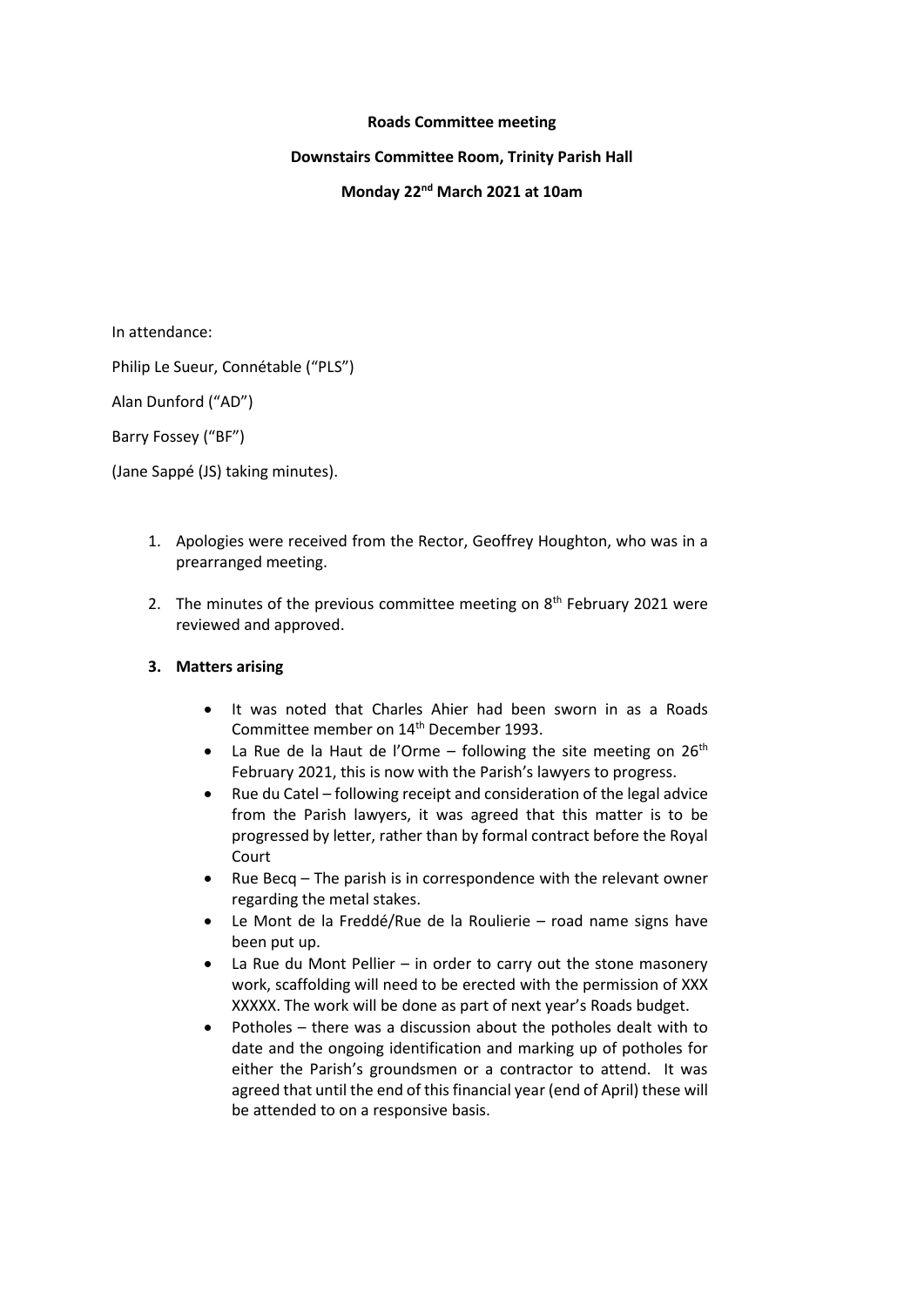**Roads Committee meeting**

**Downstairs Committee Room, Trinity Parish Hall**

**Monday 22nd March 2021 at 10am**

In attendance:

Philip Le Sueur, Connétable ("PLS")

Alan Dunford ("AD")

Barry Fossey ("BF")

(Jane Sappé (JS) taking minutes).

1. Apologies were received from the Rector, Geoffrey Houghton, who was in a prearranged meeting.
2. The minutes of the previous committee meeting on 8th February 2021 were reviewed and approved.
3. **Matters arising**
   - It was noted that Charles Ahier had been sworn in as a Roads Committee member on 14th December 1993.
   - La Rue de la Haut de l'Orme – following the site meeting on 26th February 2021, this is now with the Parish's lawyers to progress.
   - Rue du Catel – following receipt and consideration of the legal advice from the Parish lawyers, it was agreed that this matter is to be progressed by letter, rather than by formal contract before the Royal Court
   - Rue Becq – The parish is in correspondence with the relevant owner regarding the metal stakes.
   - Le Mont de la Freddé/Rue de la Roulierie – road name signs have been put up.
   - La Rue du Mont Pellier – in order to carry out the stone masonery work, scaffolding will need to be erected with the permission of XXX XXXXX. The work will be done as part of next year's Roads budget.
   - Potholes – there was a discussion about the potholes dealt with to date and the ongoing identification and marking up of potholes for either the Parish's groundsmen or a contractor to attend. It was agreed that until the end of this financial year (end of April) these will be attended to on a responsive basis.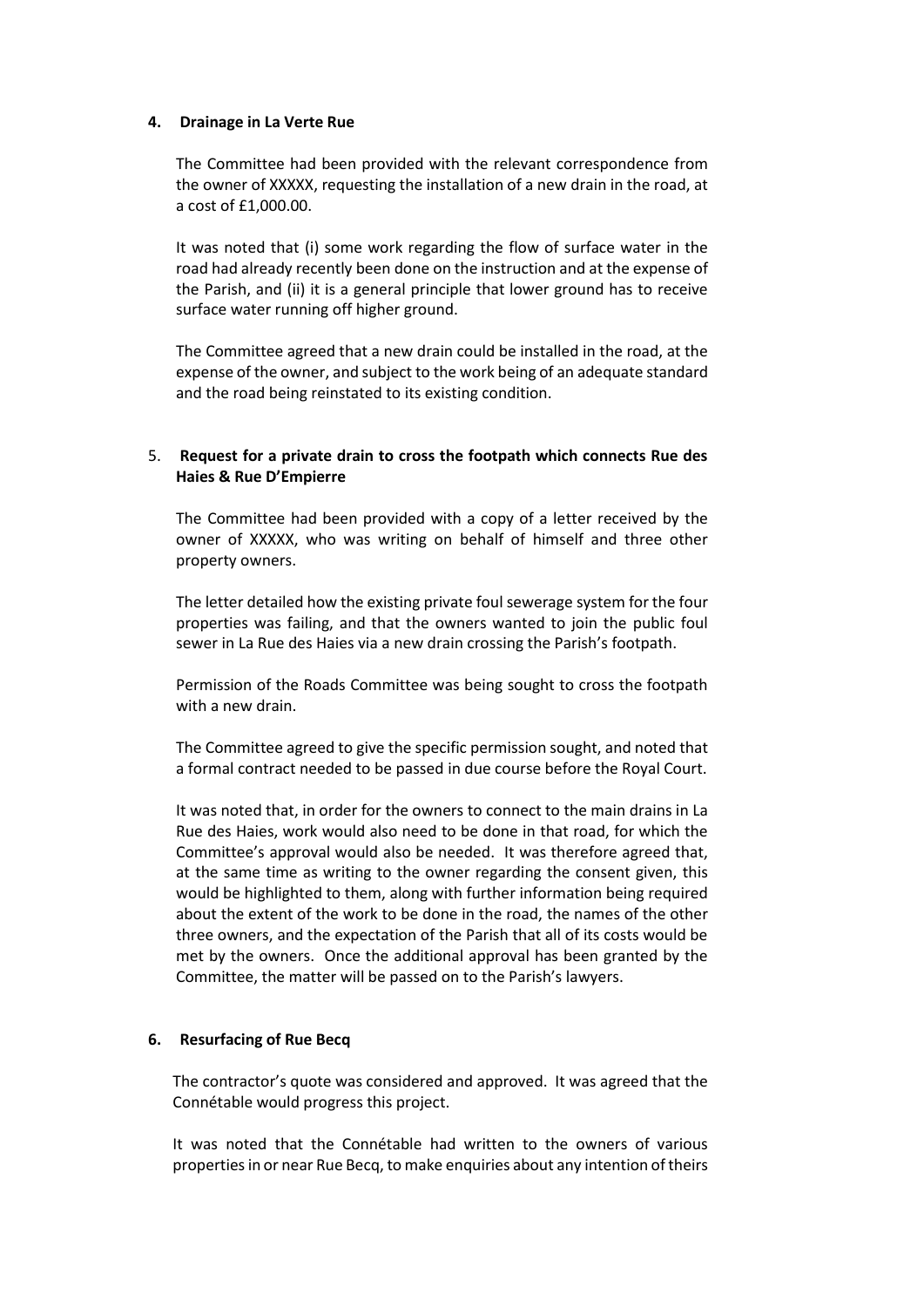**4. Drainage in La Verte Rue**

The Committee had been provided with the relevant correspondence from the owner of XXXXX, requesting the installation of a new drain in the road, at a cost of £1,000.00.

It was noted that (i) some work regarding the flow of surface water in the road had already recently been done on the instruction and at the expense of the Parish, and (ii) it is a general principle that lower ground has to receive surface water running off higher ground.

The Committee agreed that a new drain could be installed in the road, at the expense of the owner, and subject to the work being of an adequate standard and the road being reinstated to its existing condition.

5. **Request for a private drain to cross the footpath which connects Rue des Haies & Rue D'Empierre**

The Committee had been provided with a copy of a letter received by the owner of XXXXX, who was writing on behalf of himself and three other property owners.

The letter detailed how the existing private foul sewerage system for the four properties was failing, and that the owners wanted to join the public foul sewer in La Rue des Haies via a new drain crossing the Parish's footpath.

Permission of the Roads Committee was being sought to cross the footpath with a new drain.

The Committee agreed to give the specific permission sought, and noted that a formal contract needed to be passed in due course before the Royal Court.

It was noted that, in order for the owners to connect to the main drains in La Rue des Haies, work would also need to be done in that road, for which the Committee's approval would also be needed. It was therefore agreed that, at the same time as writing to the owner regarding the consent given, this would be highlighted to them, along with further information being required about the extent of the work to be done in the road, the names of the other three owners, and the expectation of the Parish that all of its costs would be met by the owners. Once the additional approval has been granted by the Committee, the matter will be passed on to the Parish's lawyers.

**6. Resurfacing of Rue Becq**

The contractor's quote was considered and approved. It was agreed that the Connétable would progress this project.

It was noted that the Connétable had written to the owners of various properties in or near Rue Becq, to make enquiries about any intention of theirs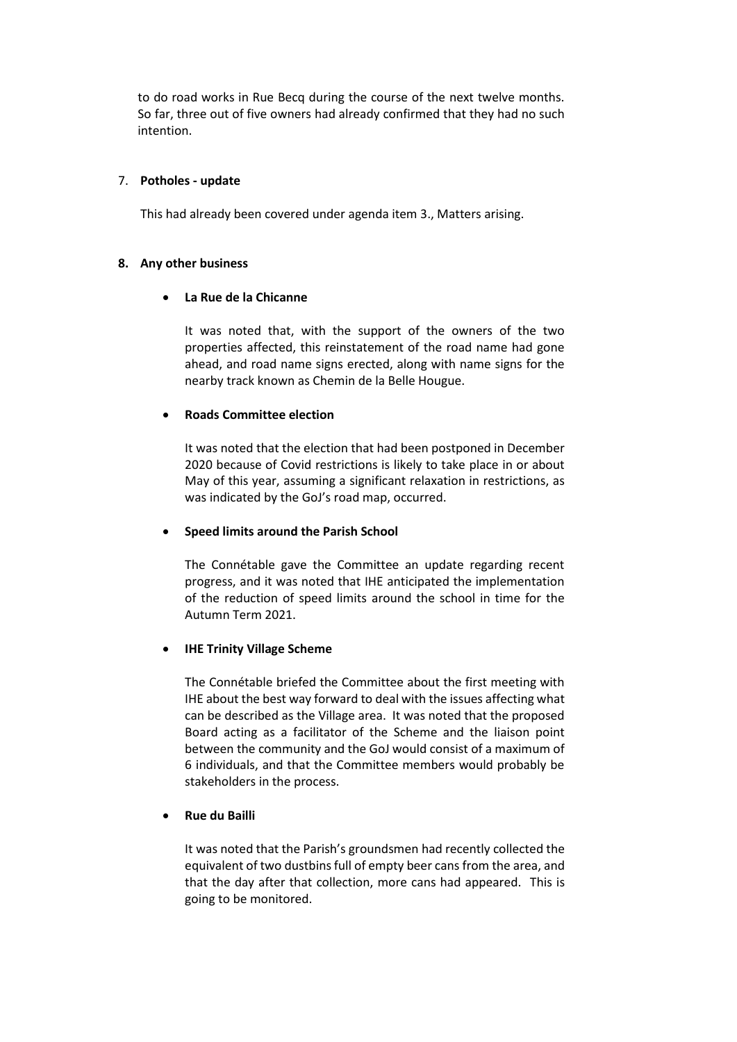to do road works in Rue Becq during the course of the next twelve months. So far, three out of five owners had already confirmed that they had no such intention.

7. **Potholes - update**

This had already been covered under agenda item 3., Matters arising.

**8. Any other business**

- **La Rue de la Chicanne**

  It was noted that, with the support of the owners of the two properties affected, this reinstatement of the road name had gone ahead, and road name signs erected, along with name signs for the nearby track known as Chemin de la Belle Hougue.

- **Roads Committee election**

  It was noted that the election that had been postponed in December 2020 because of Covid restrictions is likely to take place in or about May of this year, assuming a significant relaxation in restrictions, as was indicated by the GoJ's road map, occurred.

- **Speed limits around the Parish School**

  The Connétable gave the Committee an update regarding recent progress, and it was noted that IHE anticipated the implementation of the reduction of speed limits around the school in time for the Autumn Term 2021.

- **IHE Trinity Village Scheme**

  The Connétable briefed the Committee about the first meeting with IHE about the best way forward to deal with the issues affecting what can be described as the Village area. It was noted that the proposed Board acting as a facilitator of the Scheme and the liaison point between the community and the GoJ would consist of a maximum of 6 individuals, and that the Committee members would probably be stakeholders in the process.

- **Rue du Bailli**

  It was noted that the Parish's groundsmen had recently collected the equivalent of two dustbins full of empty beer cans from the area, and that the day after that collection, more cans had appeared. This is going to be monitored.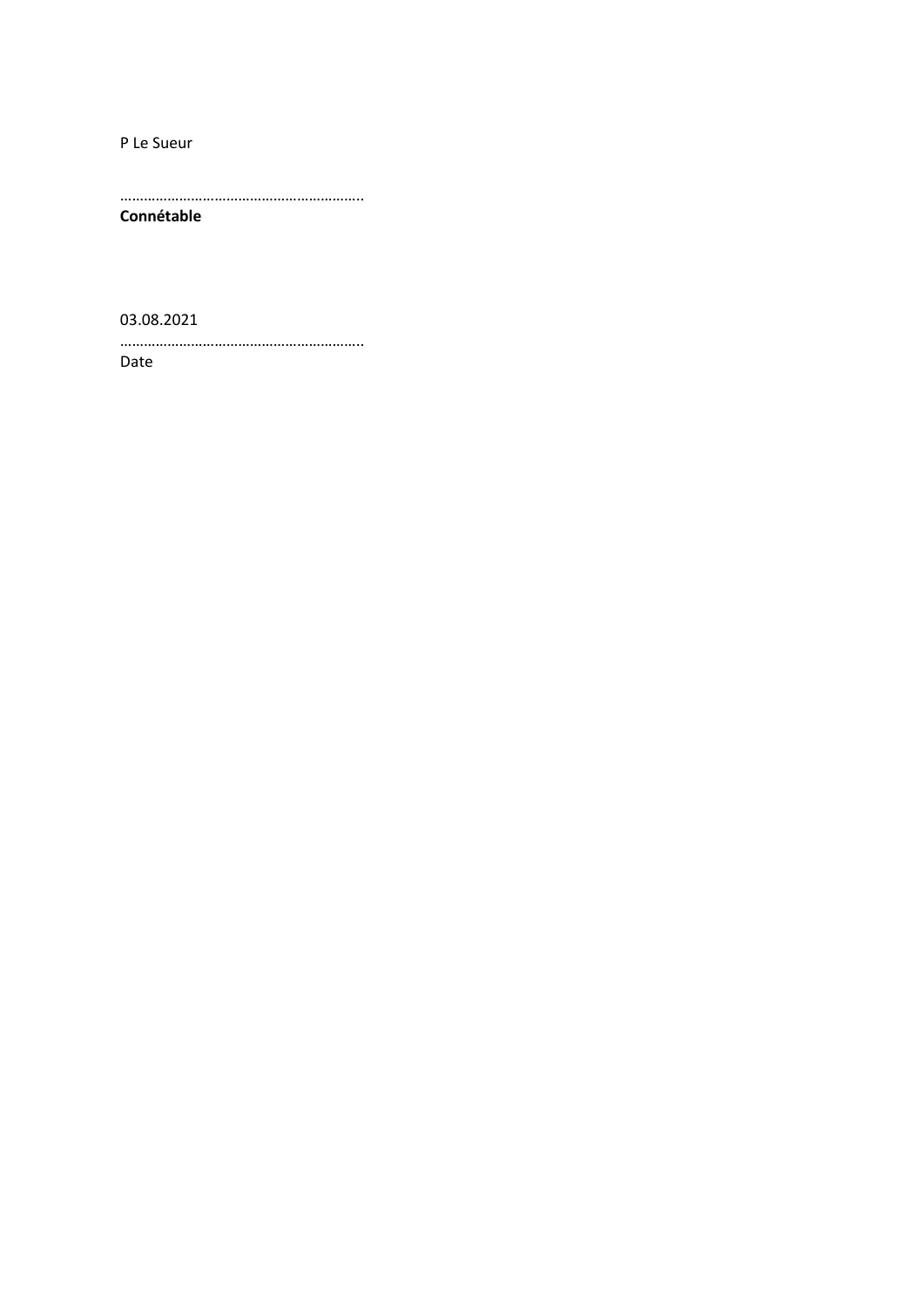P Le Sueur

…………………………………………………..
**Connétable**

03.08.2021

…………………………………………………..
Date